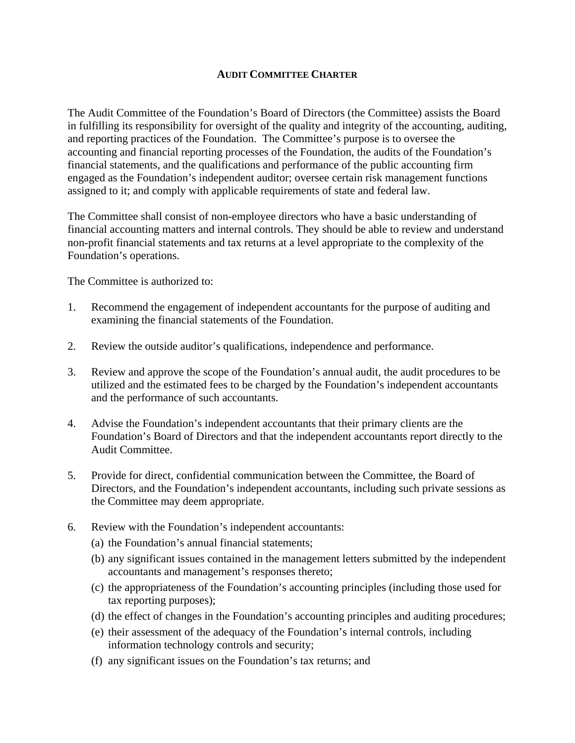# AUDIT COMMITTEE CHARTER

The Audit Committee of the Foundation's Board of Directors (the Committee) assists the Board in fulfilling its responsibility for oversight of the quality and integrity of the accounting, auditing, and reporting practices of the Foundation. The Committee's purpose is to oversee the accounting and financial reporting processes of the Foundation, the audits of the Foundation's financial statements, and the qualifications and performance of the public accounting firm engaged as the Foundation's independent auditor; oversee certain risk management functions assigned to it; and comply with applicable requirements of state and federal law.

The Committee shall consist of non-employee directors who have a basic understanding of financial accounting matters and internal controls. They should be able to review and understand non-profit financial statements and tax returns at a level appropriate to the complexity of the Foundation's operations.

The Committee is authorized to:

1. Recommend the engagement of independent accountants for the purpose of auditing and examining the financial statements of the Foundation.

2. Review the outside auditor's qualifications, independence and performance.

3. Review and approve the scope of the Foundation's annual audit, the audit procedures to be utilized and the estimated fees to be charged by the Foundation's independent accountants and the performance of such accountants.

4. Advise the Foundation's independent accountants that their primary clients are the Foundation's Board of Directors and that the independent accountants report directly to the Audit Committee.

5. Provide for direct, confidential communication between the Committee, the Board of Directors, and the Foundation's independent accountants, including such private sessions as the Committee may deem appropriate.

6. Review with the Foundation's independent accountants:
   (a) the Foundation's annual financial statements;
   (b) any significant issues contained in the management letters submitted by the independent accountants and management's responses thereto;
   (c) the appropriateness of the Foundation's accounting principles (including those used for tax reporting purposes);
   (d) the effect of changes in the Foundation's accounting principles and auditing procedures;
   (e) their assessment of the adequacy of the Foundation's internal controls, including information technology controls and security;
   (f) any significant issues on the Foundation's tax returns; and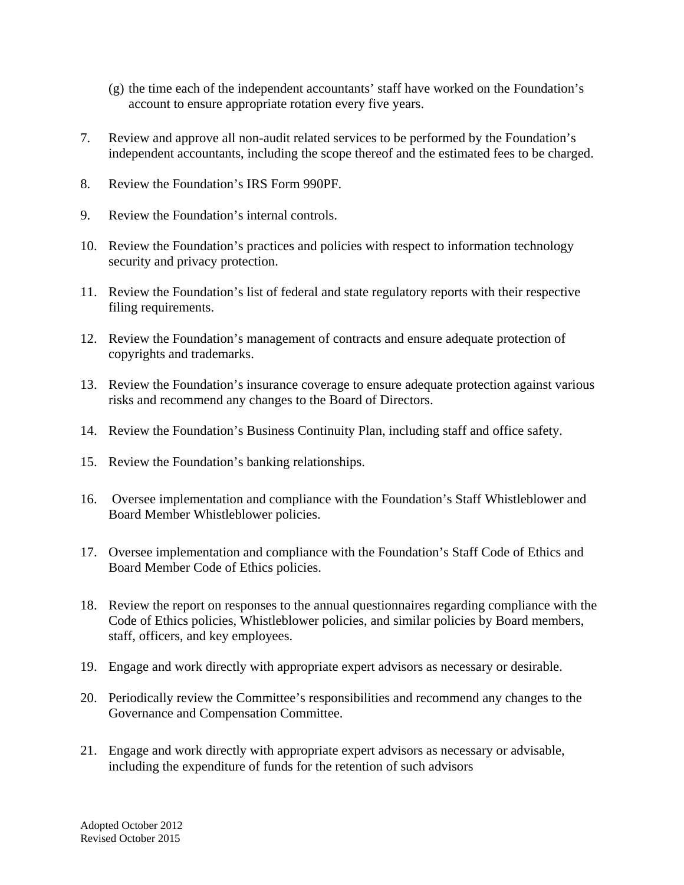(g) the time each of the independent accountants' staff have worked on the Foundation's account to ensure appropriate rotation every five years.

7. Review and approve all non-audit related services to be performed by the Foundation's independent accountants, including the scope thereof and the estimated fees to be charged.

8. Review the Foundation's IRS Form 990PF.

9. Review the Foundation's internal controls.

10. Review the Foundation's practices and policies with respect to information technology security and privacy protection.

11. Review the Foundation's list of federal and state regulatory reports with their respective filing requirements.

12. Review the Foundation's management of contracts and ensure adequate protection of copyrights and trademarks.

13. Review the Foundation's insurance coverage to ensure adequate protection against various risks and recommend any changes to the Board of Directors.

14. Review the Foundation's Business Continuity Plan, including staff and office safety.

15. Review the Foundation's banking relationships.

16. Oversee implementation and compliance with the Foundation's Staff Whistleblower and Board Member Whistleblower policies.

17. Oversee implementation and compliance with the Foundation's Staff Code of Ethics and Board Member Code of Ethics policies.

18. Review the report on responses to the annual questionnaires regarding compliance with the Code of Ethics policies, Whistleblower policies, and similar policies by Board members, staff, officers, and key employees.

19. Engage and work directly with appropriate expert advisors as necessary or desirable.

20. Periodically review the Committee's responsibilities and recommend any changes to the Governance and Compensation Committee.

21. Engage and work directly with appropriate expert advisors as necessary or advisable, including the expenditure of funds for the retention of such advisors

Adopted October 2012
Revised October 2015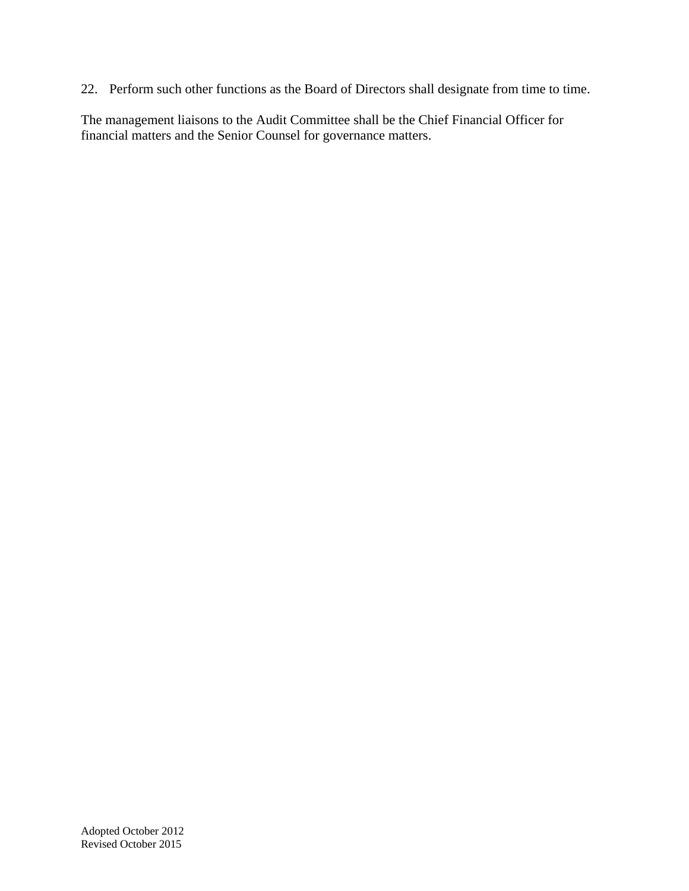22. Perform such other functions as the Board of Directors shall designate from time to time.

The management liaisons to the Audit Committee shall be the Chief Financial Officer for financial matters and the Senior Counsel for governance matters.

Adopted October 2012
Revised October 2015